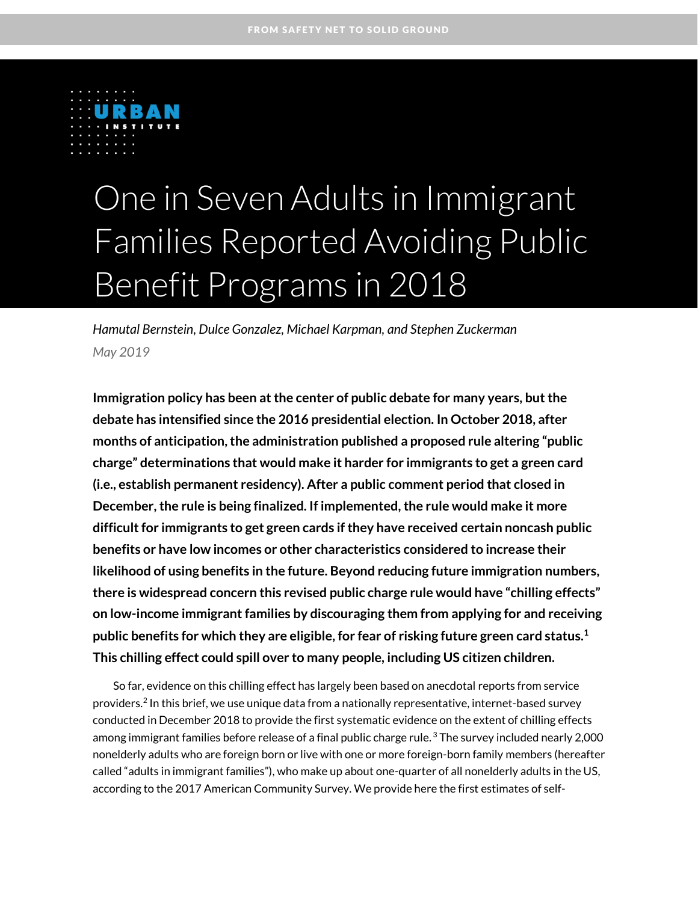FROM SAFETY NET TO SOLID GROUND

URBAN INSTITUTE

# One in Seven Adults in Immigrant Families Reported Avoiding Public Benefit Programs in 2018

*Hamutal Bernstein, Dulce Gonzalez, Michael Karpman, and Stephen Zuckerman*

*May 2019*

**Immigration policy has been at the center of public debate for many years, but the debate has intensified since the 2016 presidential election. In October 2018, after months of anticipation, the administration published a proposed rule altering "public charge" determinations that would make it harder for immigrants to get a green card (i.e., establish permanent residency). After a public comment period that closed in December, the rule is being finalized. If implemented, the rule would make it more difficult for immigrants to get green cards if they have received certain noncash public benefits or have low incomes or other characteristics considered to increase their likelihood of using benefits in the future. Beyond reducing future immigration numbers, there is widespread concern this revised public charge rule would have "chilling effects" on low-income immigrant families by discouraging them from applying for and receiving public benefits for which they are eligible, for fear of risking future green card status.[1] This chilling effect could spill over to many people, including US citizen children.**

So far, evidence on this chilling effect has largely been based on anecdotal reports from service providers.[2] In this brief, we use unique data from a nationally representative, internet-based survey conducted in December 2018 to provide the first systematic evidence on the extent of chilling effects among immigrant families before release of a final public charge rule.[3] The survey included nearly 2,000 nonelderly adults who are foreign born or live with one or more foreign-born family members (hereafter called "adults in immigrant families"), who make up about one-quarter of all nonelderly adults in the US, according to the 2017 American Community Survey. We provide here the first estimates of self-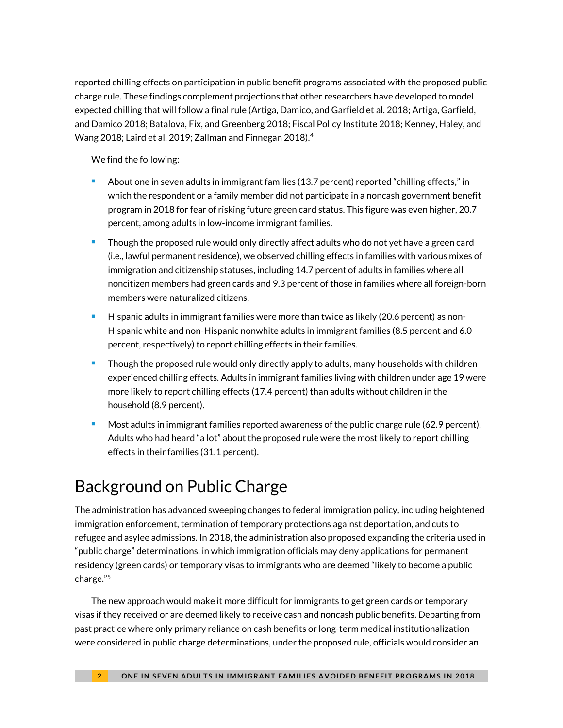reported chilling effects on participation in public benefit programs associated with the proposed public charge rule. These findings complement projections that other researchers have developed to model expected chilling that will follow a final rule (Artiga, Damico, and Garfield et al. 2018; Artiga, Garfield, and Damico 2018; Batalova, Fix, and Greenberg 2018; Fiscal Policy Institute 2018; Kenney, Haley, and Wang 2018; Laird et al. 2019; Zallman and Finnegan 2018).[4]

We find the following:

- About one in seven adults in immigrant families (13.7 percent) reported "chilling effects," in which the respondent or a family member did not participate in a noncash government benefit program in 2018 for fear of risking future green card status. This figure was even higher, 20.7 percent, among adults in low-income immigrant families.
- Though the proposed rule would only directly affect adults who do not yet have a green card (i.e., lawful permanent residence), we observed chilling effects in families with various mixes of immigration and citizenship statuses, including 14.7 percent of adults in families where all noncitizen members had green cards and 9.3 percent of those in families where all foreign-born members were naturalized citizens.
- Hispanic adults in immigrant families were more than twice as likely (20.6 percent) as non-Hispanic white and non-Hispanic nonwhite adults in immigrant families (8.5 percent and 6.0 percent, respectively) to report chilling effects in their families.
- Though the proposed rule would only directly apply to adults, many households with children experienced chilling effects. Adults in immigrant families living with children under age 19 were more likely to report chilling effects (17.4 percent) than adults without children in the household (8.9 percent).
- Most adults in immigrant families reported awareness of the public charge rule (62.9 percent). Adults who had heard "a lot" about the proposed rule were the most likely to report chilling effects in their families (31.1 percent).

# Background on Public Charge

The administration has advanced sweeping changes to federal immigration policy, including heightened immigration enforcement, termination of temporary protections against deportation, and cuts to refugee and asylee admissions. In 2018, the administration also proposed expanding the criteria used in "public charge" determinations, in which immigration officials may deny applications for permanent residency (green cards) or temporary visas to immigrants who are deemed "likely to become a public charge."[5]

The new approach would make it more difficult for immigrants to get green cards or temporary visas if they received or are deemed likely to receive cash and noncash public benefits. Departing from past practice where only primary reliance on cash benefits or long-term medical institutionalization were considered in public charge determinations, under the proposed rule, officials would consider an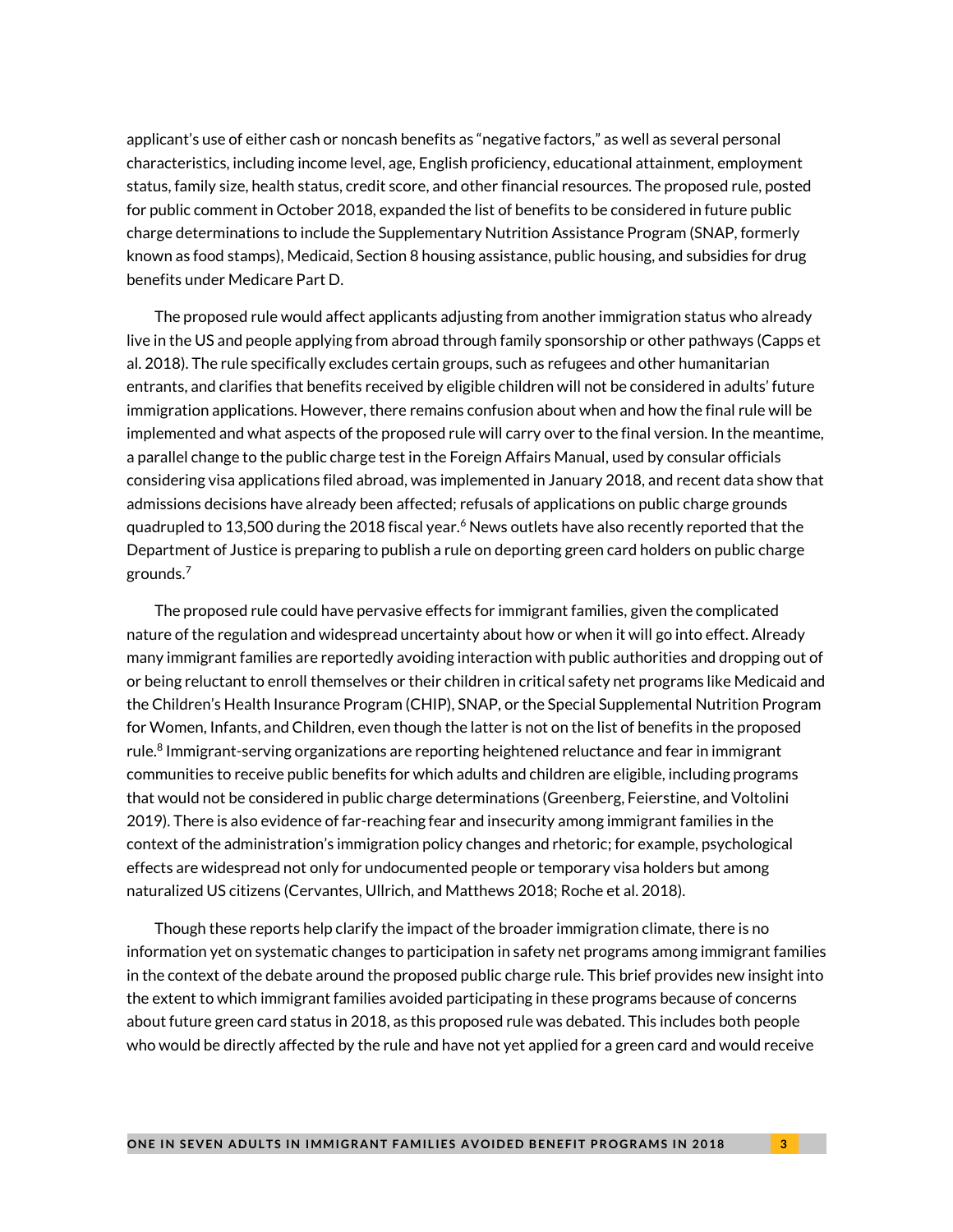applicant's use of either cash or noncash benefits as "negative factors," as well as several personal characteristics, including income level, age, English proficiency, educational attainment, employment status, family size, health status, credit score, and other financial resources. The proposed rule, posted for public comment in October 2018, expanded the list of benefits to be considered in future public charge determinations to include the Supplementary Nutrition Assistance Program (SNAP, formerly known as food stamps), Medicaid, Section 8 housing assistance, public housing, and subsidies for drug benefits under Medicare Part D.

The proposed rule would affect applicants adjusting from another immigration status who already live in the US and people applying from abroad through family sponsorship or other pathways (Capps et al. 2018). The rule specifically excludes certain groups, such as refugees and other humanitarian entrants, and clarifies that benefits received by eligible children will not be considered in adults' future immigration applications. However, there remains confusion about when and how the final rule will be implemented and what aspects of the proposed rule will carry over to the final version. In the meantime, a parallel change to the public charge test in the Foreign Affairs Manual, used by consular officials considering visa applications filed abroad, was implemented in January 2018, and recent data show that admissions decisions have already been affected; refusals of applications on public charge grounds quadrupled to 13,500 during the 2018 fiscal year.[6] News outlets have also recently reported that the Department of Justice is preparing to publish a rule on deporting green card holders on public charge grounds.[7]

The proposed rule could have pervasive effects for immigrant families, given the complicated nature of the regulation and widespread uncertainty about how or when it will go into effect. Already many immigrant families are reportedly avoiding interaction with public authorities and dropping out of or being reluctant to enroll themselves or their children in critical safety net programs like Medicaid and the Children's Health Insurance Program (CHIP), SNAP, or the Special Supplemental Nutrition Program for Women, Infants, and Children, even though the latter is not on the list of benefits in the proposed rule.[8] Immigrant-serving organizations are reporting heightened reluctance and fear in immigrant communities to receive public benefits for which adults and children are eligible, including programs that would not be considered in public charge determinations (Greenberg, Feierstine, and Voltolini 2019). There is also evidence of far-reaching fear and insecurity among immigrant families in the context of the administration's immigration policy changes and rhetoric; for example, psychological effects are widespread not only for undocumented people or temporary visa holders but among naturalized US citizens (Cervantes, Ullrich, and Matthews 2018; Roche et al. 2018).

Though these reports help clarify the impact of the broader immigration climate, there is no information yet on systematic changes to participation in safety net programs among immigrant families in the context of the debate around the proposed public charge rule. This brief provides new insight into the extent to which immigrant families avoided participating in these programs because of concerns about future green card status in 2018, as this proposed rule was debated. This includes both people who would be directly affected by the rule and have not yet applied for a green card and would receive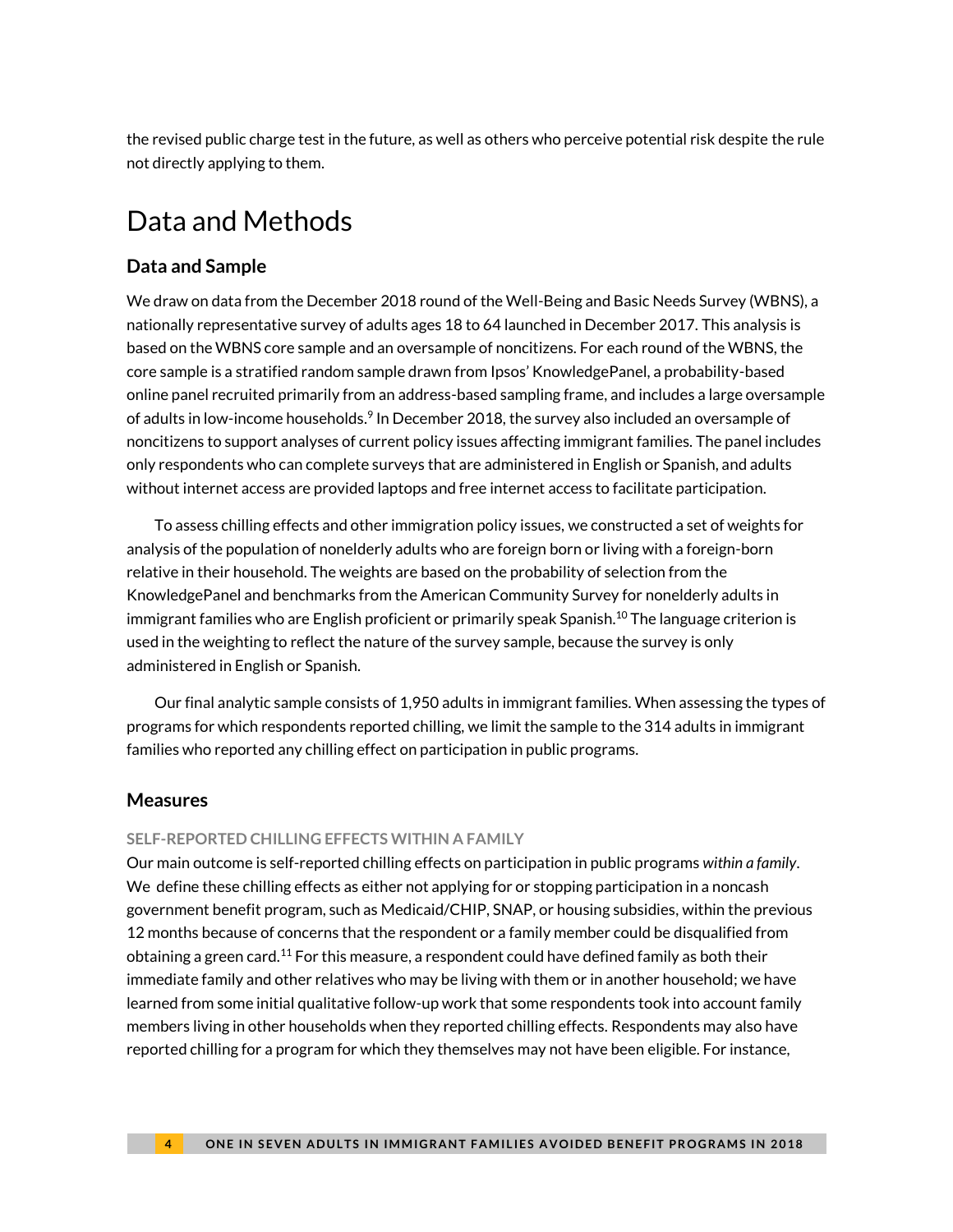the revised public charge test in the future, as well as others who perceive potential risk despite the rule not directly applying to them.

# Data and Methods

## Data and Sample

We draw on data from the December 2018 round of the Well-Being and Basic Needs Survey (WBNS), a nationally representative survey of adults ages 18 to 64 launched in December 2017. This analysis is based on the WBNS core sample and an oversample of noncitizens. For each round of the WBNS, the core sample is a stratified random sample drawn from Ipsos' KnowledgePanel, a probability-based online panel recruited primarily from an address-based sampling frame, and includes a large oversample of adults in low-income households.[9] In December 2018, the survey also included an oversample of noncitizens to support analyses of current policy issues affecting immigrant families. The panel includes only respondents who can complete surveys that are administered in English or Spanish, and adults without internet access are provided laptops and free internet access to facilitate participation.

To assess chilling effects and other immigration policy issues, we constructed a set of weights for analysis of the population of nonelderly adults who are foreign born or living with a foreign-born relative in their household. The weights are based on the probability of selection from the KnowledgePanel and benchmarks from the American Community Survey for nonelderly adults in immigrant families who are English proficient or primarily speak Spanish.[10] The language criterion is used in the weighting to reflect the nature of the survey sample, because the survey is only administered in English or Spanish.

Our final analytic sample consists of 1,950 adults in immigrant families. When assessing the types of programs for which respondents reported chilling, we limit the sample to the 314 adults in immigrant families who reported any chilling effect on participation in public programs.

## Measures

### SELF-REPORTED CHILLING EFFECTS WITHIN A FAMILY

Our main outcome is self-reported chilling effects on participation in public programs *within a family*. We define these chilling effects as either not applying for or stopping participation in a noncash government benefit program, such as Medicaid/CHIP, SNAP, or housing subsidies, within the previous 12 months because of concerns that the respondent or a family member could be disqualified from obtaining a green card.[11] For this measure, a respondent could have defined family as both their immediate family and other relatives who may be living with them or in another household; we have learned from some initial qualitative follow-up work that some respondents took into account family members living in other households when they reported chilling effects. Respondents may also have reported chilling for a program for which they themselves may not have been eligible. For instance,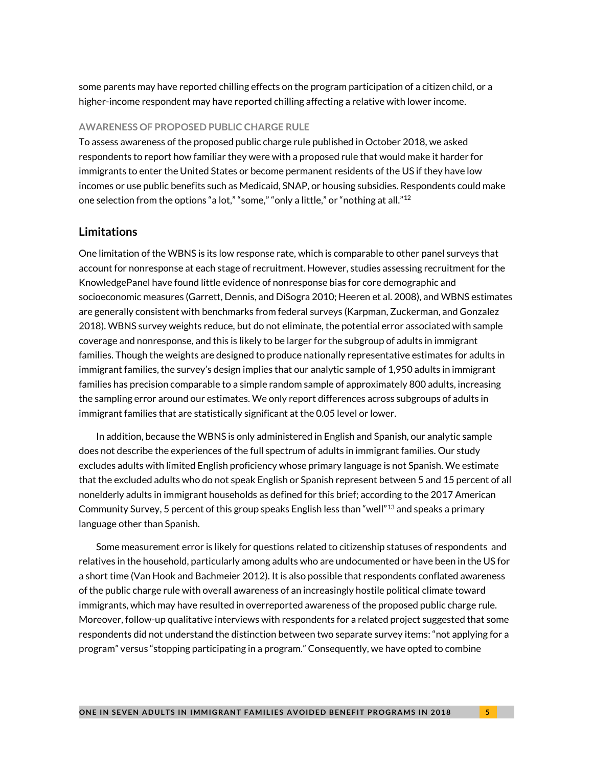some parents may have reported chilling effects on the program participation of a citizen child, or a higher-income respondent may have reported chilling affecting a relative with lower income.

#### AWARENESS OF PROPOSED PUBLIC CHARGE RULE

To assess awareness of the proposed public charge rule published in October 2018, we asked respondents to report how familiar they were with a proposed rule that would make it harder for immigrants to enter the United States or become permanent residents of the US if they have low incomes or use public benefits such as Medicaid, SNAP, or housing subsidies. Respondents could make one selection from the options "a lot," "some," "only a little," or "nothing at all."[12]

## Limitations

One limitation of the WBNS is its low response rate, which is comparable to other panel surveys that account for nonresponse at each stage of recruitment. However, studies assessing recruitment for the KnowledgePanel have found little evidence of nonresponse bias for core demographic and socioeconomic measures (Garrett, Dennis, and DiSogra 2010; Heeren et al. 2008), and WBNS estimates are generally consistent with benchmarks from federal surveys (Karpman, Zuckerman, and Gonzalez 2018). WBNS survey weights reduce, but do not eliminate, the potential error associated with sample coverage and nonresponse, and this is likely to be larger for the subgroup of adults in immigrant families. Though the weights are designed to produce nationally representative estimates for adults in immigrant families, the survey's design implies that our analytic sample of 1,950 adults in immigrant families has precision comparable to a simple random sample of approximately 800 adults, increasing the sampling error around our estimates. We only report differences across subgroups of adults in immigrant families that are statistically significant at the 0.05 level or lower.

In addition, because the WBNS is only administered in English and Spanish, our analytic sample does not describe the experiences of the full spectrum of adults in immigrant families. Our study excludes adults with limited English proficiency whose primary language is not Spanish. We estimate that the excluded adults who do not speak English or Spanish represent between 5 and 15 percent of all nonelderly adults in immigrant households as defined for this brief; according to the 2017 American Community Survey, 5 percent of this group speaks English less than "well"[13] and speaks a primary language other than Spanish.

Some measurement error is likely for questions related to citizenship statuses of respondents and relatives in the household, particularly among adults who are undocumented or have been in the US for a short time (Van Hook and Bachmeier 2012). It is also possible that respondents conflated awareness of the public charge rule with overall awareness of an increasingly hostile political climate toward immigrants, which may have resulted in overreported awareness of the proposed public charge rule. Moreover, follow-up qualitative interviews with respondents for a related project suggested that some respondents did not understand the distinction between two separate survey items: "not applying for a program" versus "stopping participating in a program." Consequently, we have opted to combine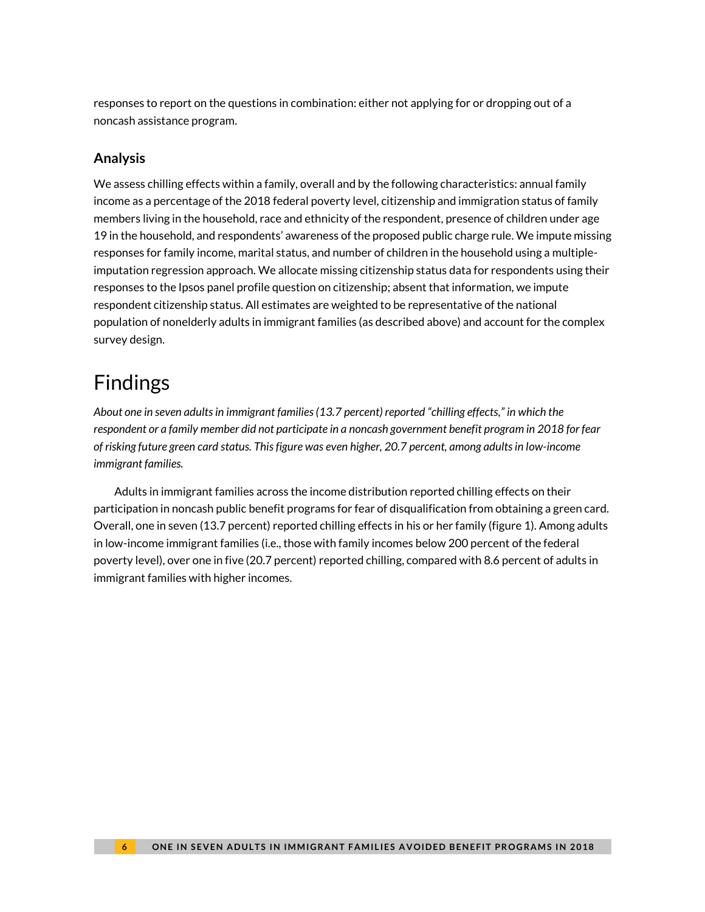responses to report on the questions in combination: either not applying for or dropping out of a noncash assistance program.

### Analysis

We assess chilling effects within a family, overall and by the following characteristics: annual family income as a percentage of the 2018 federal poverty level, citizenship and immigration status of family members living in the household, race and ethnicity of the respondent, presence of children under age 19 in the household, and respondents' awareness of the proposed public charge rule. We impute missing responses for family income, marital status, and number of children in the household using a multiple-imputation regression approach. We allocate missing citizenship status data for respondents using their responses to the Ipsos panel profile question on citizenship; absent that information, we impute respondent citizenship status. All estimates are weighted to be representative of the national population of nonelderly adults in immigrant families (as described above) and account for the complex survey design.

# Findings

*About one in seven adults in immigrant families (13.7 percent) reported "chilling effects," in which the respondent or a family member did not participate in a noncash government benefit program in 2018 for fear of risking future green card status. This figure was even higher, 20.7 percent, among adults in low-income immigrant families.*

Adults in immigrant families across the income distribution reported chilling effects on their participation in noncash public benefit programs for fear of disqualification from obtaining a green card. Overall, one in seven (13.7 percent) reported chilling effects in his or her family (figure 1). Among adults in low-income immigrant families (i.e., those with family incomes below 200 percent of the federal poverty level), over one in five (20.7 percent) reported chilling, compared with 8.6 percent of adults in immigrant families with higher incomes.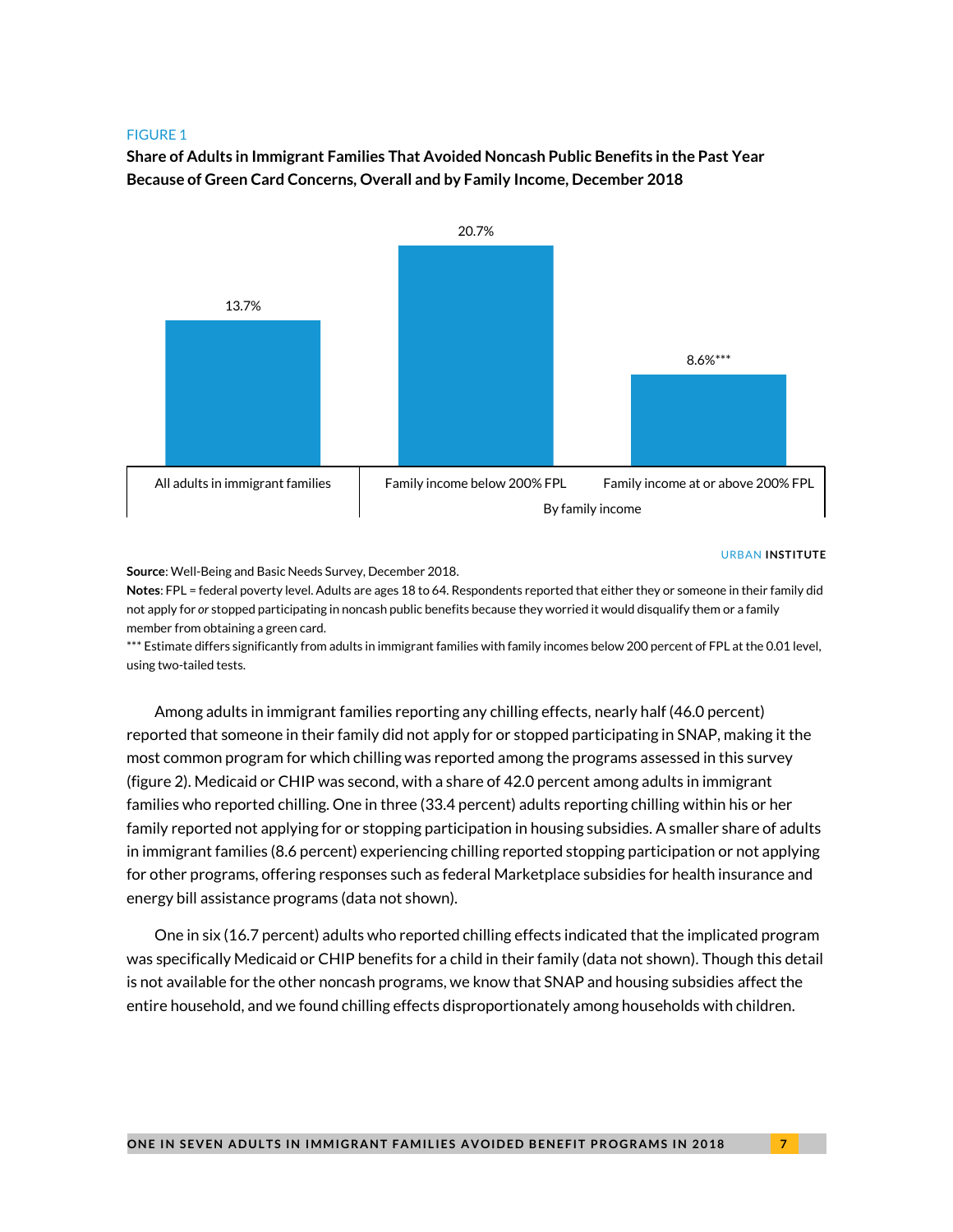FIGURE 1

**Share of Adults in Immigrant Families That Avoided Noncash Public Benefits in the Past Year Because of Green Card Concerns, Overall and by Family Income, December 2018**

| All adults in immigrant families | Family income below 200% FPL | Family income at or above 200% FPL |
| --- | --- | --- |
| 13.7% | 20.7% | 8.6%*** |

By family income

URBAN INSTITUTE

**Source**: Well-Being and Basic Needs Survey, December 2018.

**Notes**: FPL = federal poverty level. Adults are ages 18 to 64. Respondents reported that either they or someone in their family did not apply for *or* stopped participating in noncash public benefits because they worried it would disqualify them or a family member from obtaining a green card.

*** Estimate differs significantly from adults in immigrant families with family incomes below 200 percent of FPL at the 0.01 level, using two-tailed tests.

Among adults in immigrant families reporting any chilling effects, nearly half (46.0 percent) reported that someone in their family did not apply for or stopped participating in SNAP, making it the most common program for which chilling was reported among the programs assessed in this survey (figure 2). Medicaid or CHIP was second, with a share of 42.0 percent among adults in immigrant families who reported chilling. One in three (33.4 percent) adults reporting chilling within his or her family reported not applying for or stopping participation in housing subsidies. A smaller share of adults in immigrant families (8.6 percent) experiencing chilling reported stopping participation or not applying for other programs, offering responses such as federal Marketplace subsidies for health insurance and energy bill assistance programs (data not shown).

One in six (16.7 percent) adults who reported chilling effects indicated that the implicated program was specifically Medicaid or CHIP benefits for a child in their family (data not shown). Though this detail is not available for the other noncash programs, we know that SNAP and housing subsidies affect the entire household, and we found chilling effects disproportionately among households with children.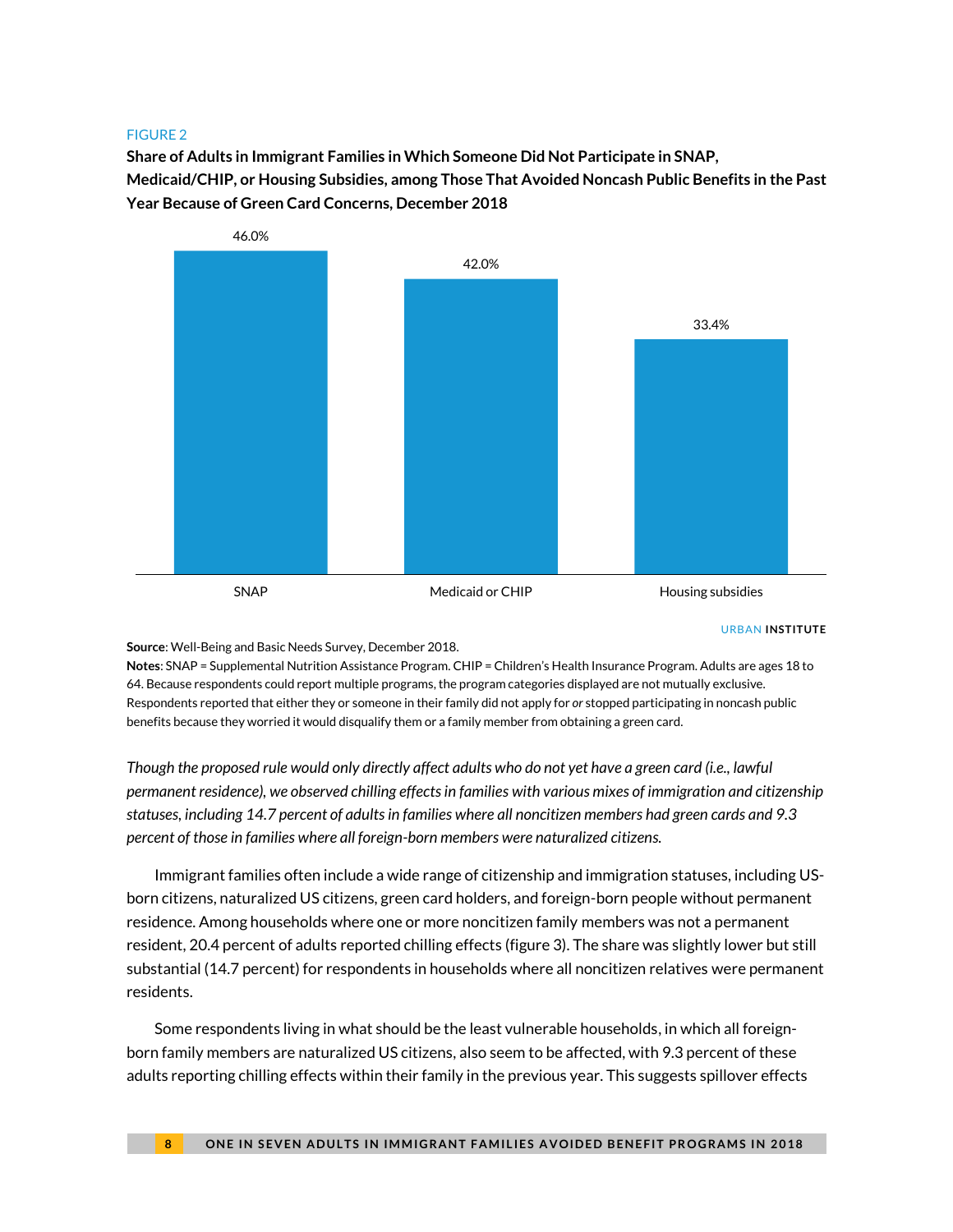FIGURE 2

**Share of Adults in Immigrant Families in Which Someone Did Not Participate in SNAP, Medicaid/CHIP, or Housing Subsidies, among Those That Avoided Noncash Public Benefits in the Past Year Because of Green Card Concerns, December 2018**

| Program | Share |
| --- | --- |
| SNAP | 46.0% |
| Medicaid or CHIP | 42.0% |
| Housing subsidies | 33.4% |

URBAN INSTITUTE

**Source**: Well-Being and Basic Needs Survey, December 2018.
**Notes**: SNAP = Supplemental Nutrition Assistance Program. CHIP = Children's Health Insurance Program. Adults are ages 18 to 64. Because respondents could report multiple programs, the program categories displayed are not mutually exclusive. Respondents reported that either they or someone in their family did not apply for *or* stopped participating in noncash public benefits because they worried it would disqualify them or a family member from obtaining a green card.

*Though the proposed rule would only directly affect adults who do not yet have a green card (i.e., lawful permanent residence), we observed chilling effects in families with various mixes of immigration and citizenship statuses, including 14.7 percent of adults in families where all noncitizen members had green cards and 9.3 percent of those in families where all foreign-born members were naturalized citizens.*

Immigrant families often include a wide range of citizenship and immigration statuses, including US-born citizens, naturalized US citizens, green card holders, and foreign-born people without permanent residence. Among households where one or more noncitizen family members was not a permanent resident, 20.4 percent of adults reported chilling effects (figure 3). The share was slightly lower but still substantial (14.7 percent) for respondents in households where all noncitizen relatives were permanent residents.

Some respondents living in what should be the least vulnerable households, in which all foreign-born family members are naturalized US citizens, also seem to be affected, with 9.3 percent of these adults reporting chilling effects within their family in the previous year. This suggests spillover effects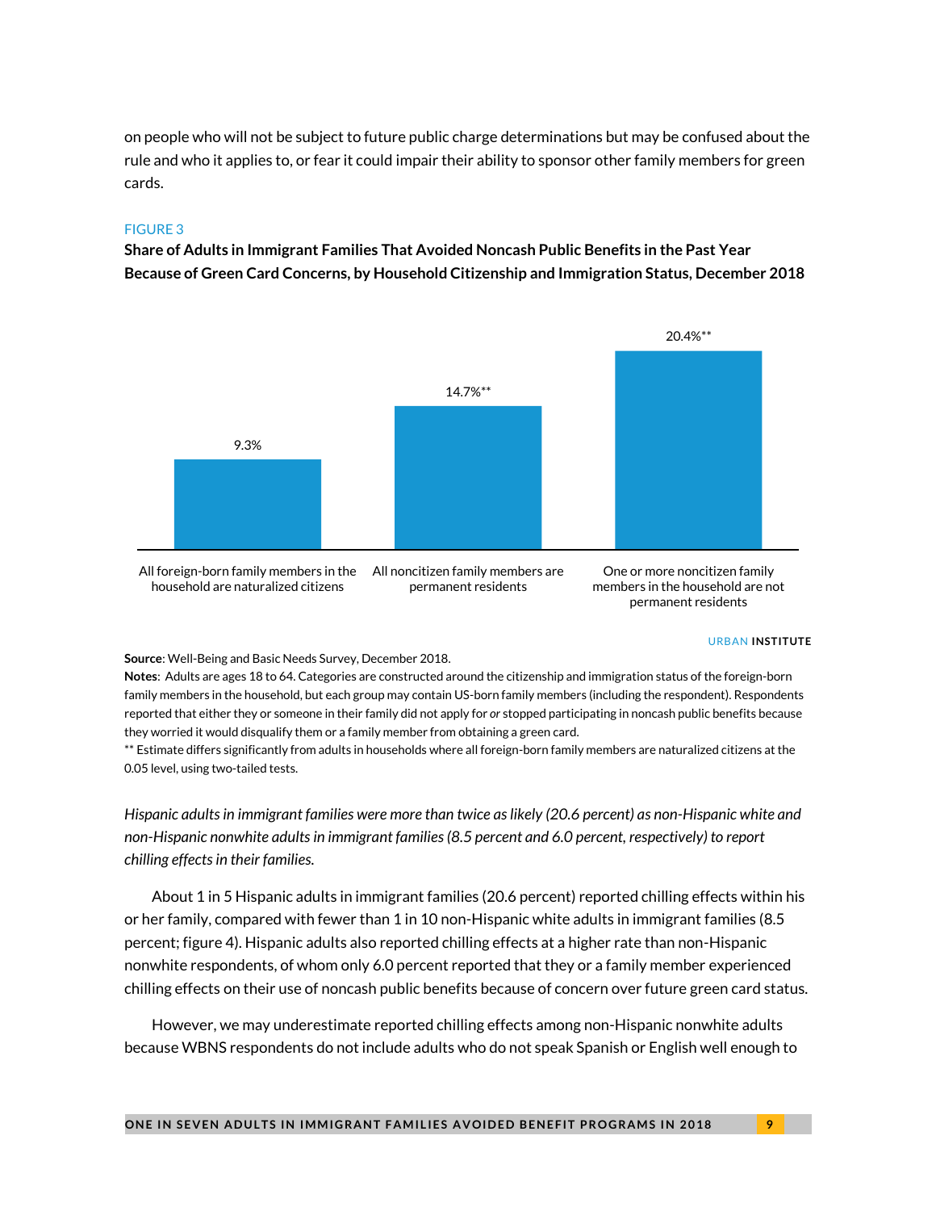on people who will not be subject to future public charge determinations but may be confused about the rule and who it applies to, or fear it could impair their ability to sponsor other family members for green cards.

FIGURE 3

**Share of Adults in Immigrant Families That Avoided Noncash Public Benefits in the Past Year Because of Green Card Concerns, by Household Citizenship and Immigration Status, December 2018**

| Household status | Share |
|---|---|
| All foreign-born family members in the household are naturalized citizens | 9.3% |
| All noncitizen family members are permanent residents | 14.7%** |
| One or more noncitizen family members in the household are not permanent residents | 20.4%** |

URBAN INSTITUTE

**Source**: Well-Being and Basic Needs Survey, December 2018.

**Notes**: Adults are ages 18 to 64. Categories are constructed around the citizenship and immigration status of the foreign-born family members in the household, but each group may contain US-born family members (including the respondent). Respondents reported that either they or someone in their family did not apply for *or* stopped participating in noncash public benefits because they worried it would disqualify them or a family member from obtaining a green card.

** Estimate differs significantly from adults in households where all foreign-born family members are naturalized citizens at the 0.05 level, using two-tailed tests.

*Hispanic adults in immigrant families were more than twice as likely (20.6 percent) as non-Hispanic white and non-Hispanic nonwhite adults in immigrant families (8.5 percent and 6.0 percent, respectively) to report chilling effects in their families.*

About 1 in 5 Hispanic adults in immigrant families (20.6 percent) reported chilling effects within his or her family, compared with fewer than 1 in 10 non-Hispanic white adults in immigrant families (8.5 percent; figure 4). Hispanic adults also reported chilling effects at a higher rate than non-Hispanic nonwhite respondents, of whom only 6.0 percent reported that they or a family member experienced chilling effects on their use of noncash public benefits because of concern over future green card status.

However, we may underestimate reported chilling effects among non-Hispanic nonwhite adults because WBNS respondents do not include adults who do not speak Spanish or English well enough to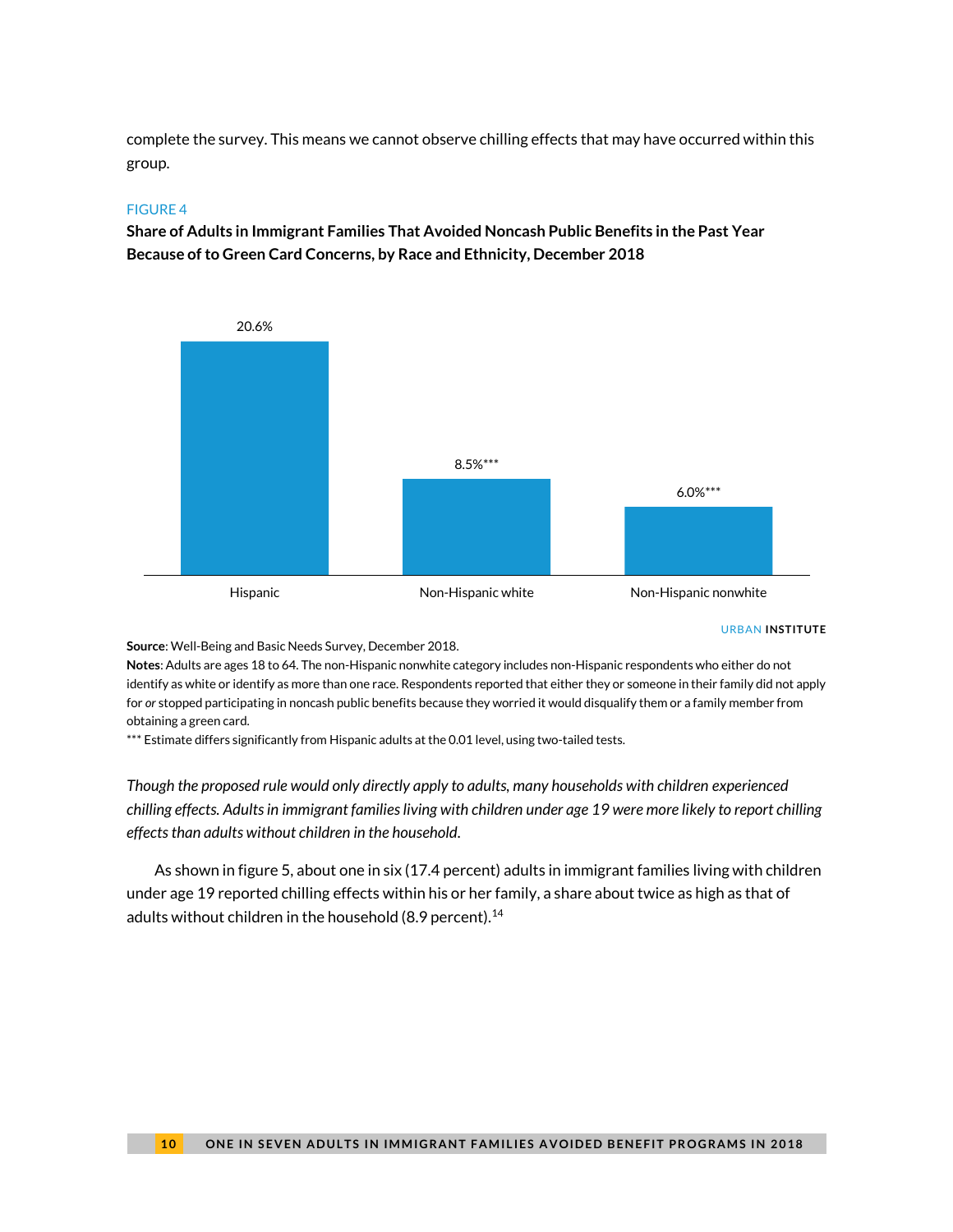complete the survey. This means we cannot observe chilling effects that may have occurred within this group.

FIGURE 4

**Share of Adults in Immigrant Families That Avoided Noncash Public Benefits in the Past Year Because of to Green Card Concerns, by Race and Ethnicity, December 2018**

| Hispanic | Non-Hispanic white | Non-Hispanic nonwhite |
|---|---|---|
| 20.6% | 8.5%*** | 6.0%*** |

URBAN INSTITUTE

**Source**: Well-Being and Basic Needs Survey, December 2018.

**Notes**: Adults are ages 18 to 64. The non-Hispanic nonwhite category includes non-Hispanic respondents who either do not identify as white or identify as more than one race. Respondents reported that either they or someone in their family did not apply for *or* stopped participating in noncash public benefits because they worried it would disqualify them or a family member from obtaining a green card.

*** Estimate differs significantly from Hispanic adults at the 0.01 level, using two-tailed tests.

*Though the proposed rule would only directly apply to adults, many households with children experienced chilling effects. Adults in immigrant families living with children under age 19 were more likely to report chilling effects than adults without children in the household.*

As shown in figure 5, about one in six (17.4 percent) adults in immigrant families living with children under age 19 reported chilling effects within his or her family, a share about twice as high as that of adults without children in the household (8.9 percent).[14]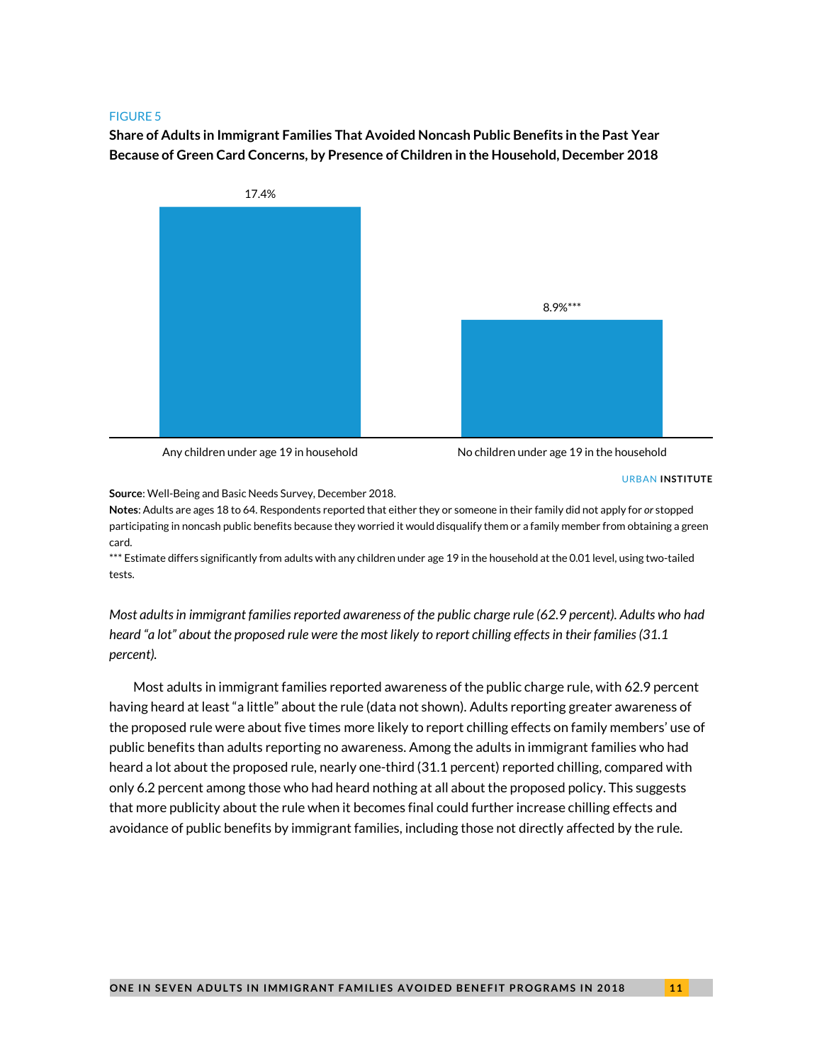FIGURE 5

**Share of Adults in Immigrant Families That Avoided Noncash Public Benefits in the Past Year Because of Green Card Concerns, by Presence of Children in the Household, December 2018**

| | Share |
|---|---|
| Any children under age 19 in household | 17.4% |
| No children under age 19 in the household | 8.9%*** |

URBAN INSTITUTE

**Source**: Well-Being and Basic Needs Survey, December 2018.

**Notes**: Adults are ages 18 to 64. Respondents reported that either they or someone in their family did not apply for *or* stopped participating in noncash public benefits because they worried it would disqualify them or a family member from obtaining a green card.

*** Estimate differs significantly from adults with any children under age 19 in the household at the 0.01 level, using two-tailed tests.

*Most adults in immigrant families reported awareness of the public charge rule (62.9 percent). Adults who had heard "a lot" about the proposed rule were the most likely to report chilling effects in their families (31.1 percent).*

Most adults in immigrant families reported awareness of the public charge rule, with 62.9 percent having heard at least "a little" about the rule (data not shown). Adults reporting greater awareness of the proposed rule were about five times more likely to report chilling effects on family members' use of public benefits than adults reporting no awareness. Among the adults in immigrant families who had heard a lot about the proposed rule, nearly one-third (31.1 percent) reported chilling, compared with only 6.2 percent among those who had heard nothing at all about the proposed policy. This suggests that more publicity about the rule when it becomes final could further increase chilling effects and avoidance of public benefits by immigrant families, including those not directly affected by the rule.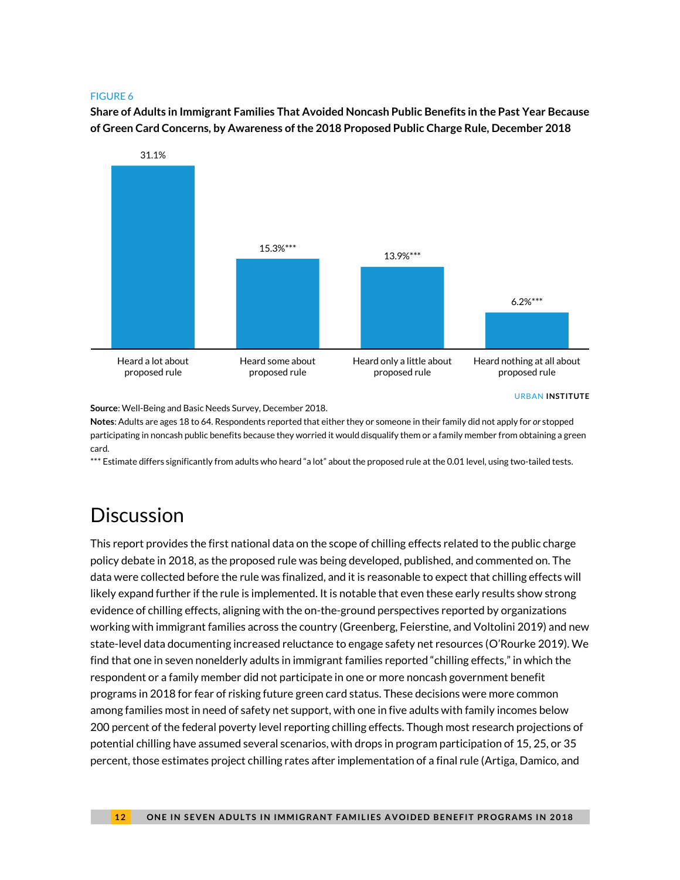FIGURE 6

**Share of Adults in Immigrant Families That Avoided Noncash Public Benefits in the Past Year Because of Green Card Concerns, by Awareness of the 2018 Proposed Public Charge Rule, December 2018**

| Awareness of proposed rule | Share |
|---|---|
| Heard a lot about proposed rule | 31.1% |
| Heard some about proposed rule | 15.3%*** |
| Heard only a little about proposed rule | 13.9%*** |
| Heard nothing at all about proposed rule | 6.2%*** |

URBAN INSTITUTE

**Source**: Well-Being and Basic Needs Survey, December 2018.

**Notes**: Adults are ages 18 to 64. Respondents reported that either they or someone in their family did not apply for *or* stopped participating in noncash public benefits because they worried it would disqualify them or a family member from obtaining a green card.

*** Estimate differs significantly from adults who heard "a lot" about the proposed rule at the 0.01 level, using two-tailed tests.

# Discussion

This report provides the first national data on the scope of chilling effects related to the public charge policy debate in 2018, as the proposed rule was being developed, published, and commented on. The data were collected before the rule was finalized, and it is reasonable to expect that chilling effects will likely expand further if the rule is implemented. It is notable that even these early results show strong evidence of chilling effects, aligning with the on-the-ground perspectives reported by organizations working with immigrant families across the country (Greenberg, Feierstine, and Voltolini 2019) and new state-level data documenting increased reluctance to engage safety net resources (O'Rourke 2019). We find that one in seven nonelderly adults in immigrant families reported "chilling effects," in which the respondent or a family member did not participate in one or more noncash government benefit programs in 2018 for fear of risking future green card status. These decisions were more common among families most in need of safety net support, with one in five adults with family incomes below 200 percent of the federal poverty level reporting chilling effects. Though most research projections of potential chilling have assumed several scenarios, with drops in program participation of 15, 25, or 35 percent, those estimates project chilling rates after implementation of a final rule (Artiga, Damico, and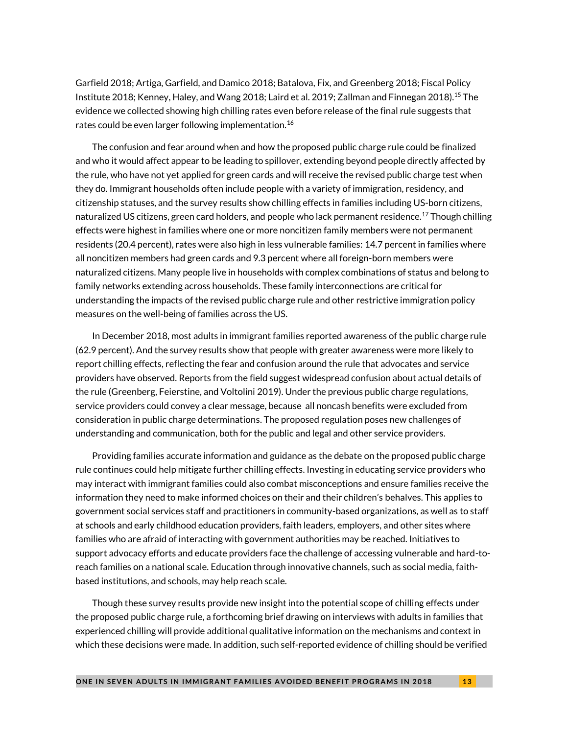Garfield 2018; Artiga, Garfield, and Damico 2018; Batalova, Fix, and Greenberg 2018; Fiscal Policy Institute 2018; Kenney, Haley, and Wang 2018; Laird et al. 2019; Zallman and Finnegan 2018).[15] The evidence we collected showing high chilling rates even before release of the final rule suggests that rates could be even larger following implementation.[16]

The confusion and fear around when and how the proposed public charge rule could be finalized and who it would affect appear to be leading to spillover, extending beyond people directly affected by the rule, who have not yet applied for green cards and will receive the revised public charge test when they do. Immigrant households often include people with a variety of immigration, residency, and citizenship statuses, and the survey results show chilling effects in families including US-born citizens, naturalized US citizens, green card holders, and people who lack permanent residence.[17] Though chilling effects were highest in families where one or more noncitizen family members were not permanent residents (20.4 percent), rates were also high in less vulnerable families: 14.7 percent in families where all noncitizen members had green cards and 9.3 percent where all foreign-born members were naturalized citizens. Many people live in households with complex combinations of status and belong to family networks extending across households. These family interconnections are critical for understanding the impacts of the revised public charge rule and other restrictive immigration policy measures on the well-being of families across the US.

In December 2018, most adults in immigrant families reported awareness of the public charge rule (62.9 percent). And the survey results show that people with greater awareness were more likely to report chilling effects, reflecting the fear and confusion around the rule that advocates and service providers have observed. Reports from the field suggest widespread confusion about actual details of the rule (Greenberg, Feierstine, and Voltolini 2019). Under the previous public charge regulations, service providers could convey a clear message, because all noncash benefits were excluded from consideration in public charge determinations. The proposed regulation poses new challenges of understanding and communication, both for the public and legal and other service providers.

Providing families accurate information and guidance as the debate on the proposed public charge rule continues could help mitigate further chilling effects. Investing in educating service providers who may interact with immigrant families could also combat misconceptions and ensure families receive the information they need to make informed choices on their and their children's behalves. This applies to government social services staff and practitioners in community-based organizations, as well as to staff at schools and early childhood education providers, faith leaders, employers, and other sites where families who are afraid of interacting with government authorities may be reached. Initiatives to support advocacy efforts and educate providers face the challenge of accessing vulnerable and hard-to-reach families on a national scale. Education through innovative channels, such as social media, faith-based institutions, and schools, may help reach scale.

Though these survey results provide new insight into the potential scope of chilling effects under the proposed public charge rule, a forthcoming brief drawing on interviews with adults in families that experienced chilling will provide additional qualitative information on the mechanisms and context in which these decisions were made. In addition, such self-reported evidence of chilling should be verified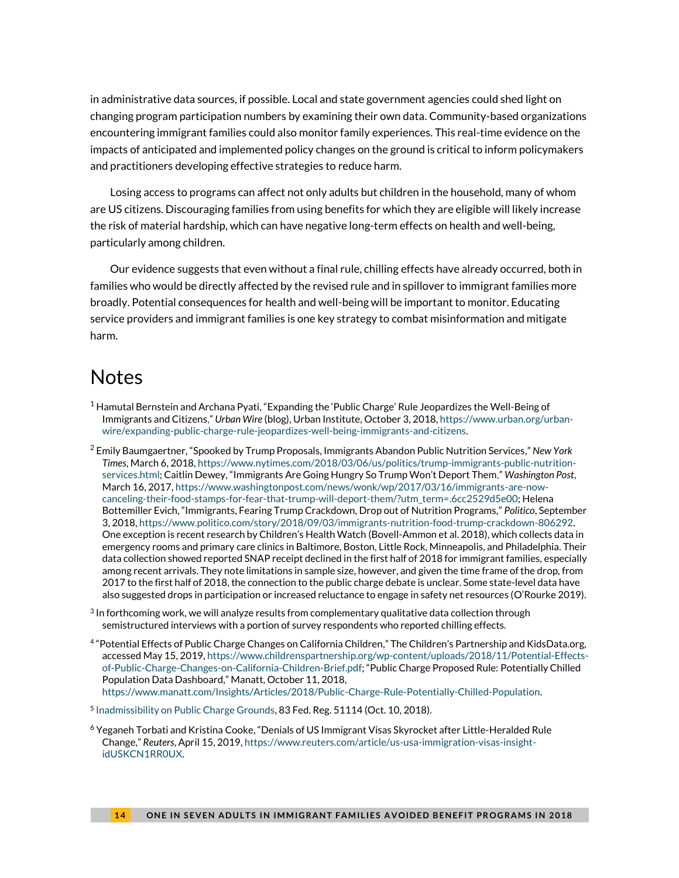in administrative data sources, if possible. Local and state government agencies could shed light on changing program participation numbers by examining their own data. Community-based organizations encountering immigrant families could also monitor family experiences. This real-time evidence on the impacts of anticipated and implemented policy changes on the ground is critical to inform policymakers and practitioners developing effective strategies to reduce harm.

Losing access to programs can affect not only adults but children in the household, many of whom are US citizens. Discouraging families from using benefits for which they are eligible will likely increase the risk of material hardship, which can have negative long-term effects on health and well-being, particularly among children.

Our evidence suggests that even without a final rule, chilling effects have already occurred, both in families who would be directly affected by the revised rule and in spillover to immigrant families more broadly. Potential consequences for health and well-being will be important to monitor. Educating service providers and immigrant families is one key strategy to combat misinformation and mitigate harm.

# Notes

[1] Hamutal Bernstein and Archana Pyati, "Expanding the 'Public Charge' Rule Jeopardizes the Well-Being of Immigrants and Citizens," *Urban Wire* (blog), Urban Institute, October 3, 2018, https://www.urban.org/urban-wire/expanding-public-charge-rule-jeopardizes-well-being-immigrants-and-citizens.

[2] Emily Baumgaertner, "Spooked by Trump Proposals, Immigrants Abandon Public Nutrition Services," *New York Times*, March 6, 2018, https://www.nytimes.com/2018/03/06/us/politics/trump-immigrants-public-nutrition-services.html; Caitlin Dewey, "Immigrants Are Going Hungry So Trump Won't Deport Them," *Washington Post*, March 16, 2017, https://www.washingtonpost.com/news/wonk/wp/2017/03/16/immigrants-are-now-canceling-their-food-stamps-for-fear-that-trump-will-deport-them/?utm_term=.6cc2529d5e00; Helena Bottemiller Evich, "Immigrants, Fearing Trump Crackdown, Drop out of Nutrition Programs," *Politico*, September 3, 2018, https://www.politico.com/story/2018/09/03/immigrants-nutrition-food-trump-crackdown-806292. One exception is recent research by Children's Health Watch (Bovell-Ammon et al. 2018), which collects data in emergency rooms and primary care clinics in Baltimore, Boston, Little Rock, Minneapolis, and Philadelphia. Their data collection showed reported SNAP receipt declined in the first half of 2018 for immigrant families, especially among recent arrivals. They note limitations in sample size, however, and given the time frame of the drop, from 2017 to the first half of 2018, the connection to the public charge debate is unclear. Some state-level data have also suggested drops in participation or increased reluctance to engage in safety net resources (O'Rourke 2019).

[3] In forthcoming work, we will analyze results from complementary qualitative data collection through semistructured interviews with a portion of survey respondents who reported chilling effects.

[4] "Potential Effects of Public Charge Changes on California Children," The Children's Partnership and KidsData.org, accessed May 15, 2019, https://www.childrenspartnership.org/wp-content/uploads/2018/11/Potential-Effects-of-Public-Charge-Changes-on-California-Children-Brief.pdf; "Public Charge Proposed Rule: Potentially Chilled Population Data Dashboard," Manatt, October 11, 2018, https://www.manatt.com/Insights/Articles/2018/Public-Charge-Rule-Potentially-Chilled-Population.

[5] Inadmissibility on Public Charge Grounds, 83 Fed. Reg. 51114 (Oct. 10, 2018).

[6] Yeganeh Torbati and Kristina Cooke, "Denials of US Immigrant Visas Skyrocket after Little-Heralded Rule Change," *Reuters*, April 15, 2019, https://www.reuters.com/article/us-usa-immigration-visas-insight-idUSKCN1RR0UX.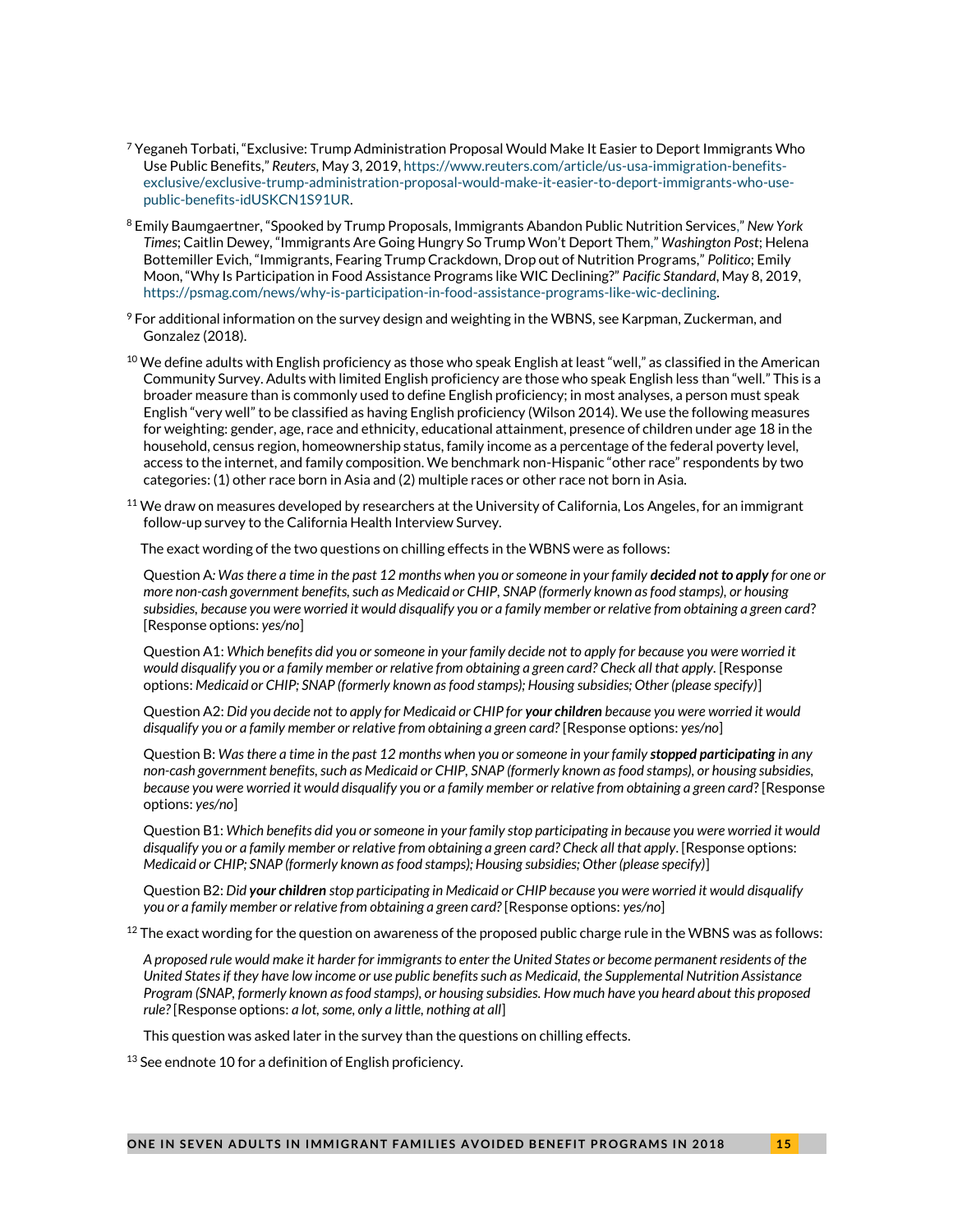[7] Yeganeh Torbati, "Exclusive: Trump Administration Proposal Would Make It Easier to Deport Immigrants Who Use Public Benefits," *Reuters*, May 3, 2019, https://www.reuters.com/article/us-usa-immigration-benefits-exclusive/exclusive-trump-administration-proposal-would-make-it-easier-to-deport-immigrants-who-use-public-benefits-idUSKCN1S91UR.

[8] Emily Baumgaertner, "Spooked by Trump Proposals, Immigrants Abandon Public Nutrition Services," *New York Times*; Caitlin Dewey, "Immigrants Are Going Hungry So Trump Won't Deport Them," *Washington Post*; Helena Bottemiller Evich, "Immigrants, Fearing Trump Crackdown, Drop out of Nutrition Programs," *Politico*; Emily Moon, "Why Is Participation in Food Assistance Programs like WIC Declining?" *Pacific Standard*, May 8, 2019, https://psmag.com/news/why-is-participation-in-food-assistance-programs-like-wic-declining.

[9] For additional information on the survey design and weighting in the WBNS, see Karpman, Zuckerman, and Gonzalez (2018).

[10] We define adults with English proficiency as those who speak English at least "well," as classified in the American Community Survey. Adults with limited English proficiency are those who speak English less than "well." This is a broader measure than is commonly used to define English proficiency; in most analyses, a person must speak English "very well" to be classified as having English proficiency (Wilson 2014). We use the following measures for weighting: gender, age, race and ethnicity, educational attainment, presence of children under age 18 in the household, census region, homeownership status, family income as a percentage of the federal poverty level, access to the internet, and family composition. We benchmark non-Hispanic "other race" respondents by two categories: (1) other race born in Asia and (2) multiple races or other race not born in Asia.

[11] We draw on measures developed by researchers at the University of California, Los Angeles, for an immigrant follow-up survey to the California Health Interview Survey.

The exact wording of the two questions on chilling effects in the WBNS were as follows:

Question A: *Was there a time in the past 12 months when you or someone in your family* ***decided not to apply*** *for one or more non-cash government benefits, such as Medicaid or CHIP, SNAP (formerly known as food stamps), or housing subsidies, because you were worried it would disqualify you or a family member or relative from obtaining a green card*? [Response options: *yes/no*]

Question A1: *Which benefits did you or someone in your family decide not to apply for because you were worried it would disqualify you or a family member or relative from obtaining a green card? Check all that apply.* [Response options: *Medicaid or CHIP; SNAP (formerly known as food stamps); Housing subsidies; Other (please specify)*]

Question A2: *Did you decide not to apply for Medicaid or CHIP for* ***your children*** *because you were worried it would disqualify you or a family member or relative from obtaining a green card?* [Response options: *yes/no*]

Question B: *Was there a time in the past 12 months when you or someone in your family* ***stopped participating*** *in any non-cash government benefits, such as Medicaid or CHIP, SNAP (formerly known as food stamps), or housing subsidies, because you were worried it would disqualify you or a family member or relative from obtaining a green card*? [Response options: *yes/no*]

Question B1: *Which benefits did you or someone in your family stop participating in because you were worried it would disqualify you or a family member or relative from obtaining a green card? Check all that apply*. [Response options: *Medicaid or CHIP; SNAP (formerly known as food stamps); Housing subsidies; Other (please specify)*]

Question B2: *Did* ***your children*** *stop participating in Medicaid or CHIP because you were worried it would disqualify you or a family member or relative from obtaining a green card?* [Response options: *yes/no*]

[12] The exact wording for the question on awareness of the proposed public charge rule in the WBNS was as follows:

*A proposed rule would make it harder for immigrants to enter the United States or become permanent residents of the United States if they have low income or use public benefits such as Medicaid, the Supplemental Nutrition Assistance Program (SNAP, formerly known as food stamps), or housing subsidies. How much have you heard about this proposed rule?* [Response options: *a lot, some, only a little, nothing at all*]

This question was asked later in the survey than the questions on chilling effects.

[13] See endnote 10 for a definition of English proficiency.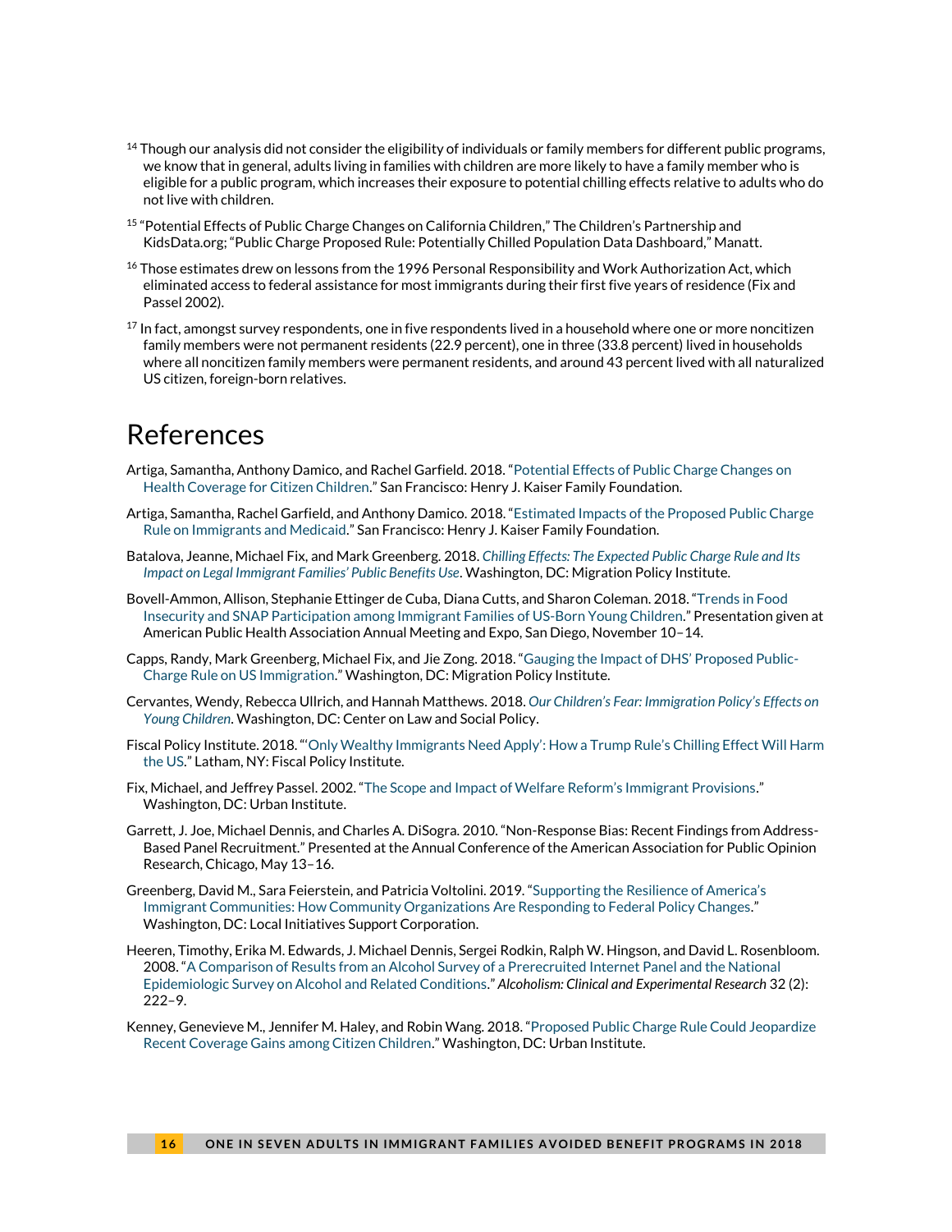[14] Though our analysis did not consider the eligibility of individuals or family members for different public programs, we know that in general, adults living in families with children are more likely to have a family member who is eligible for a public program, which increases their exposure to potential chilling effects relative to adults who do not live with children.

[15] "Potential Effects of Public Charge Changes on California Children," The Children's Partnership and KidsData.org; "Public Charge Proposed Rule: Potentially Chilled Population Data Dashboard," Manatt.

[16] Those estimates drew on lessons from the 1996 Personal Responsibility and Work Authorization Act, which eliminated access to federal assistance for most immigrants during their first five years of residence (Fix and Passel 2002).

[17] In fact, amongst survey respondents, one in five respondents lived in a household where one or more noncitizen family members were not permanent residents (22.9 percent), one in three (33.8 percent) lived in households where all noncitizen family members were permanent residents, and around 43 percent lived with all naturalized US citizen, foreign-born relatives.

# References

Artiga, Samantha, Anthony Damico, and Rachel Garfield. 2018. "Potential Effects of Public Charge Changes on Health Coverage for Citizen Children." San Francisco: Henry J. Kaiser Family Foundation.

Artiga, Samantha, Rachel Garfield, and Anthony Damico. 2018. "Estimated Impacts of the Proposed Public Charge Rule on Immigrants and Medicaid." San Francisco: Henry J. Kaiser Family Foundation.

Batalova, Jeanne, Michael Fix, and Mark Greenberg. 2018. *Chilling Effects: The Expected Public Charge Rule and Its Impact on Legal Immigrant Families' Public Benefits Use*. Washington, DC: Migration Policy Institute.

Bovell-Ammon, Allison, Stephanie Ettinger de Cuba, Diana Cutts, and Sharon Coleman. 2018. "Trends in Food Insecurity and SNAP Participation among Immigrant Families of US-Born Young Children." Presentation given at American Public Health Association Annual Meeting and Expo, San Diego, November 10–14.

Capps, Randy, Mark Greenberg, Michael Fix, and Jie Zong. 2018. "Gauging the Impact of DHS' Proposed Public-Charge Rule on US Immigration." Washington, DC: Migration Policy Institute.

Cervantes, Wendy, Rebecca Ullrich, and Hannah Matthews. 2018. *Our Children's Fear: Immigration Policy's Effects on Young Children*. Washington, DC: Center on Law and Social Policy.

Fiscal Policy Institute. 2018. "'Only Wealthy Immigrants Need Apply': How a Trump Rule's Chilling Effect Will Harm the US." Latham, NY: Fiscal Policy Institute.

Fix, Michael, and Jeffrey Passel. 2002. "The Scope and Impact of Welfare Reform's Immigrant Provisions." Washington, DC: Urban Institute.

Garrett, J. Joe, Michael Dennis, and Charles A. DiSogra. 2010. "Non-Response Bias: Recent Findings from Address-Based Panel Recruitment." Presented at the Annual Conference of the American Association for Public Opinion Research, Chicago, May 13–16.

Greenberg, David M., Sara Feierstein, and Patricia Voltolini. 2019. "Supporting the Resilience of America's Immigrant Communities: How Community Organizations Are Responding to Federal Policy Changes." Washington, DC: Local Initiatives Support Corporation.

Heeren, Timothy, Erika M. Edwards, J. Michael Dennis, Sergei Rodkin, Ralph W. Hingson, and David L. Rosenbloom. 2008. "A Comparison of Results from an Alcohol Survey of a Prerecruited Internet Panel and the National Epidemiologic Survey on Alcohol and Related Conditions." *Alcoholism: Clinical and Experimental Research* 32 (2): 222–9.

Kenney, Genevieve M., Jennifer M. Haley, and Robin Wang. 2018. "Proposed Public Charge Rule Could Jeopardize Recent Coverage Gains among Citizen Children." Washington, DC: Urban Institute.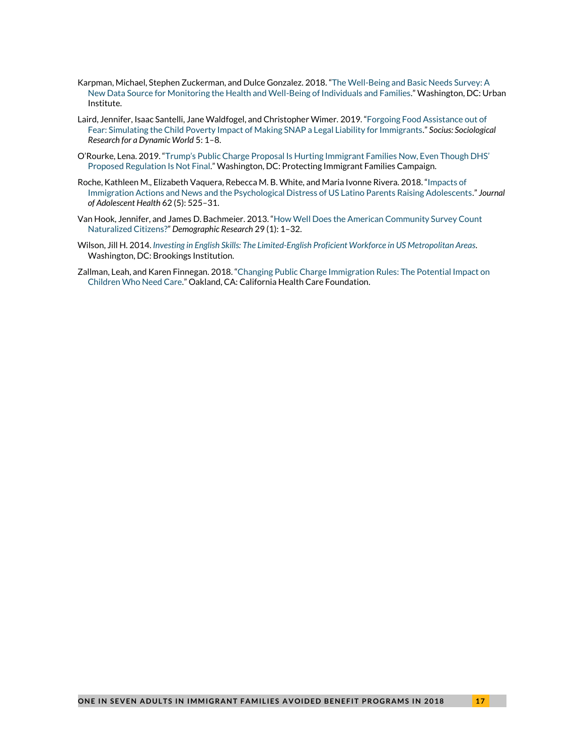Karpman, Michael, Stephen Zuckerman, and Dulce Gonzalez. 2018. "The Well-Being and Basic Needs Survey: A New Data Source for Monitoring the Health and Well-Being of Individuals and Families." Washington, DC: Urban Institute.

Laird, Jennifer, Isaac Santelli, Jane Waldfogel, and Christopher Wimer. 2019. "Forgoing Food Assistance out of Fear: Simulating the Child Poverty Impact of Making SNAP a Legal Liability for Immigrants." *Socius: Sociological Research for a Dynamic World* 5: 1–8.

O'Rourke, Lena. 2019. "Trump's Public Charge Proposal Is Hurting Immigrant Families Now, Even Though DHS' Proposed Regulation Is Not Final." Washington, DC: Protecting Immigrant Families Campaign.

Roche, Kathleen M., Elizabeth Vaquera, Rebecca M. B. White, and Maria Ivonne Rivera. 2018. "Impacts of Immigration Actions and News and the Psychological Distress of US Latino Parents Raising Adolescents." *Journal of Adolescent Health* 62 (5): 525–31.

Van Hook, Jennifer, and James D. Bachmeier. 2013. "How Well Does the American Community Survey Count Naturalized Citizens?" *Demographic Research* 29 (1): 1–32.

Wilson, Jill H. 2014. *Investing in English Skills: The Limited-English Proficient Workforce in US Metropolitan Areas*. Washington, DC: Brookings Institution.

Zallman, Leah, and Karen Finnegan. 2018. "Changing Public Charge Immigration Rules: The Potential Impact on Children Who Need Care." Oakland, CA: California Health Care Foundation.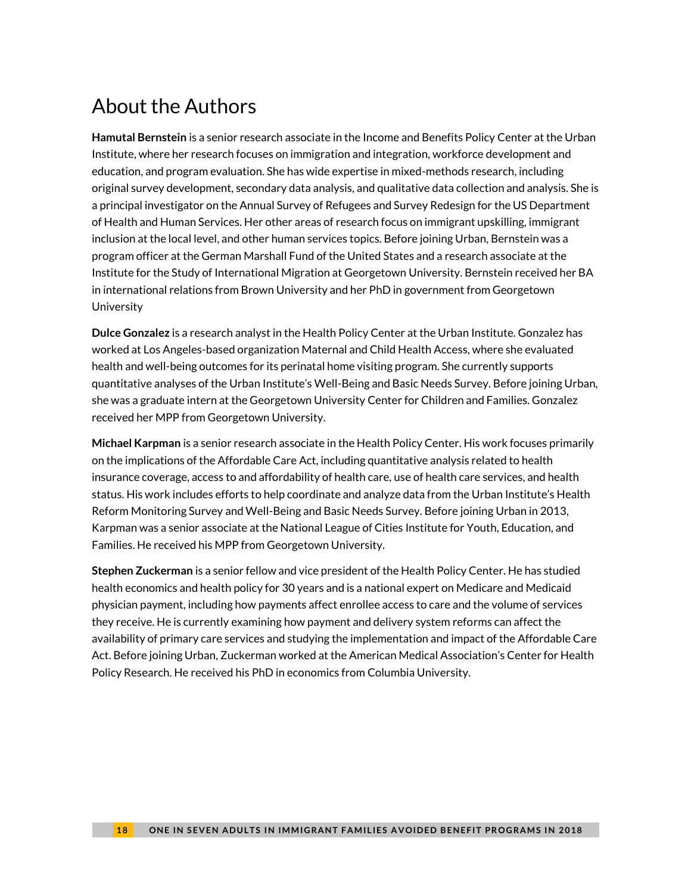# About the Authors

**Hamutal Bernstein** is a senior research associate in the Income and Benefits Policy Center at the Urban Institute, where her research focuses on immigration and integration, workforce development and education, and program evaluation. She has wide expertise in mixed-methods research, including original survey development, secondary data analysis, and qualitative data collection and analysis. She is a principal investigator on the Annual Survey of Refugees and Survey Redesign for the US Department of Health and Human Services. Her other areas of research focus on immigrant upskilling, immigrant inclusion at the local level, and other human services topics. Before joining Urban, Bernstein was a program officer at the German Marshall Fund of the United States and a research associate at the Institute for the Study of International Migration at Georgetown University. Bernstein received her BA in international relations from Brown University and her PhD in government from Georgetown University

**Dulce Gonzalez** is a research analyst in the Health Policy Center at the Urban Institute. Gonzalez has worked at Los Angeles-based organization Maternal and Child Health Access, where she evaluated health and well-being outcomes for its perinatal home visiting program. She currently supports quantitative analyses of the Urban Institute's Well-Being and Basic Needs Survey. Before joining Urban, she was a graduate intern at the Georgetown University Center for Children and Families. Gonzalez received her MPP from Georgetown University.

**Michael Karpman** is a senior research associate in the Health Policy Center. His work focuses primarily on the implications of the Affordable Care Act, including quantitative analysis related to health insurance coverage, access to and affordability of health care, use of health care services, and health status. His work includes efforts to help coordinate and analyze data from the Urban Institute's Health Reform Monitoring Survey and Well-Being and Basic Needs Survey. Before joining Urban in 2013, Karpman was a senior associate at the National League of Cities Institute for Youth, Education, and Families. He received his MPP from Georgetown University.

**Stephen Zuckerman** is a senior fellow and vice president of the Health Policy Center. He has studied health economics and health policy for 30 years and is a national expert on Medicare and Medicaid physician payment, including how payments affect enrollee access to care and the volume of services they receive. He is currently examining how payment and delivery system reforms can affect the availability of primary care services and studying the implementation and impact of the Affordable Care Act. Before joining Urban, Zuckerman worked at the American Medical Association's Center for Health Policy Research. He received his PhD in economics from Columbia University.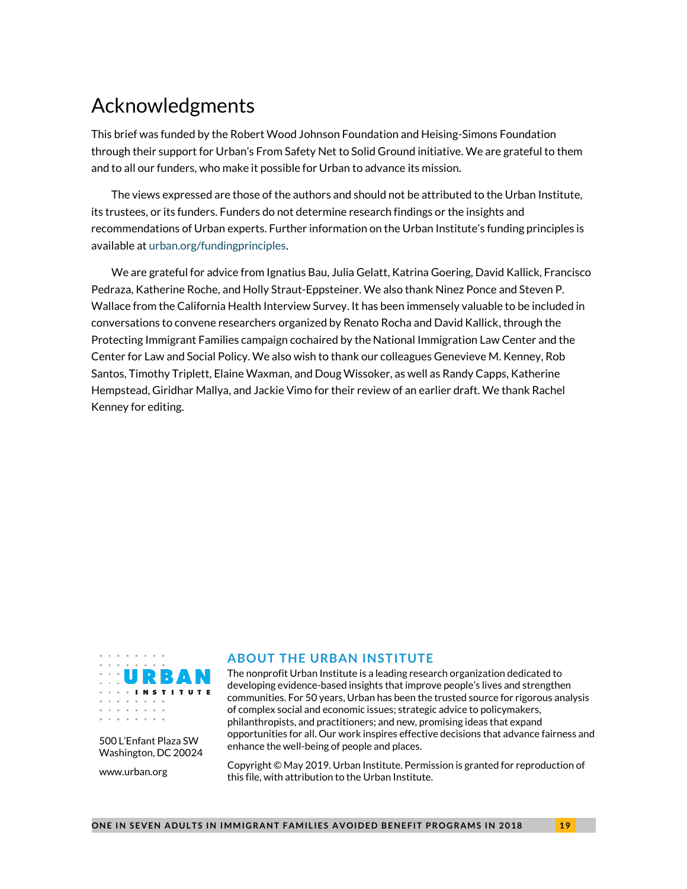# Acknowledgments

This brief was funded by the Robert Wood Johnson Foundation and Heising-Simons Foundation through their support for Urban's From Safety Net to Solid Ground initiative. We are grateful to them and to all our funders, who make it possible for Urban to advance its mission.

The views expressed are those of the authors and should not be attributed to the Urban Institute, its trustees, or its funders. Funders do not determine research findings or the insights and recommendations of Urban experts. Further information on the Urban Institute's funding principles is available at urban.org/fundingprinciples.

We are grateful for advice from Ignatius Bau, Julia Gelatt, Katrina Goering, David Kallick, Francisco Pedraza, Katherine Roche, and Holly Straut-Eppsteiner. We also thank Ninez Ponce and Steven P. Wallace from the California Health Interview Survey. It has been immensely valuable to be included in conversations to convene researchers organized by Renato Rocha and David Kallick, through the Protecting Immigrant Families campaign cochaired by the National Immigration Law Center and the Center for Law and Social Policy. We also wish to thank our colleagues Genevieve M. Kenney, Rob Santos, Timothy Triplett, Elaine Waxman, and Doug Wissoker, as well as Randy Capps, Katherine Hempstead, Giridhar Mallya, and Jackie Vimo for their review of an earlier draft. We thank Rachel Kenney for editing.

URBAN INSTITUTE

500 L'Enfant Plaza SW
Washington, DC 20024

www.urban.org

## ABOUT THE URBAN INSTITUTE

The nonprofit Urban Institute is a leading research organization dedicated to developing evidence-based insights that improve people's lives and strengthen communities. For 50 years, Urban has been the trusted source for rigorous analysis of complex social and economic issues; strategic advice to policymakers, philanthropists, and practitioners; and new, promising ideas that expand opportunities for all. Our work inspires effective decisions that advance fairness and enhance the well-being of people and places.

Copyright © May 2019. Urban Institute. Permission is granted for reproduction of this file, with attribution to the Urban Institute.